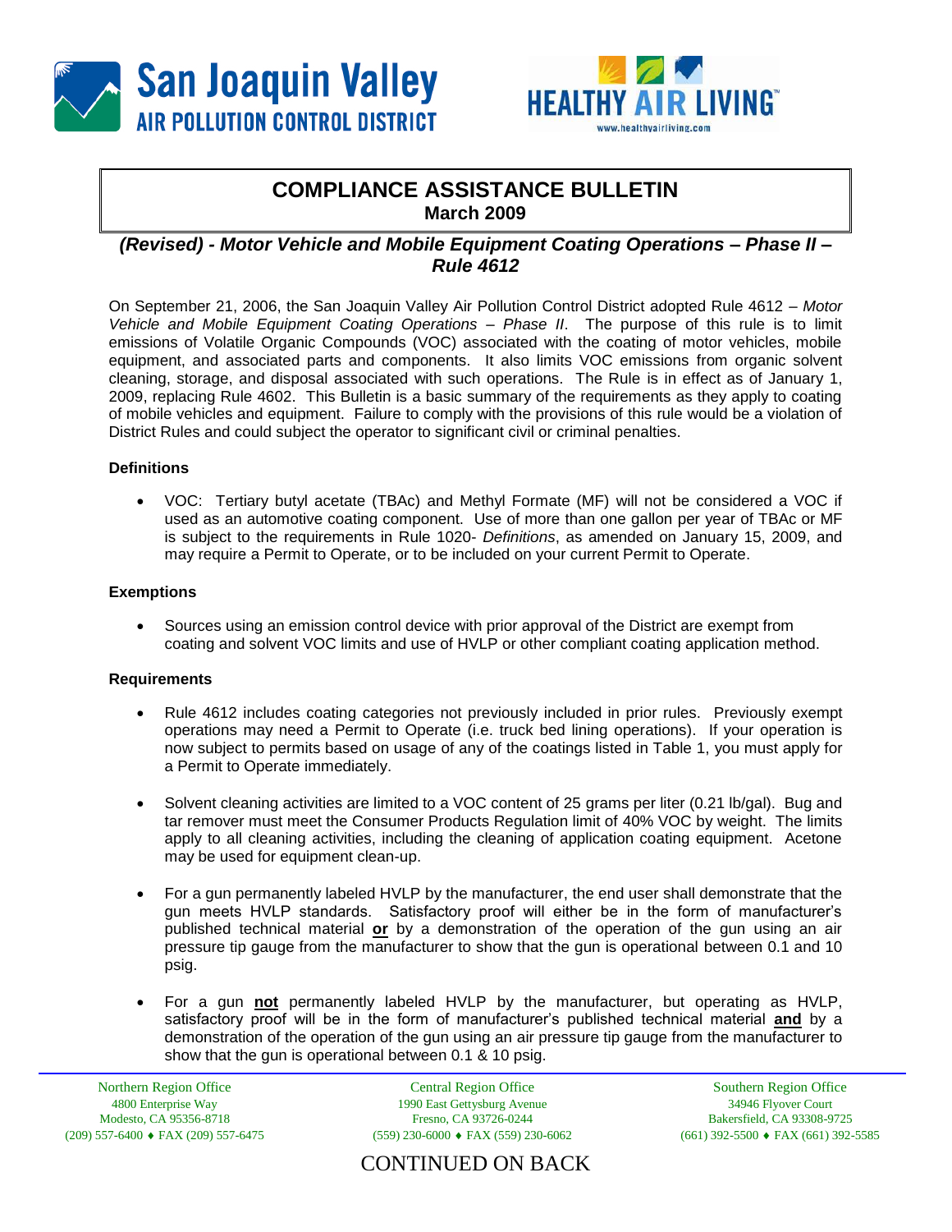San Joaquin Valley AIR POLLUTION CONTROL DISTRICT

HEALTHY AIR LIVING™
www.healthyairliving.com

# COMPLIANCE ASSISTANCE BULLETIN
**March 2009**

## *(Revised) - Motor Vehicle and Mobile Equipment Coating Operations – Phase II – Rule 4612*

On September 21, 2006, the San Joaquin Valley Air Pollution Control District adopted Rule 4612 – *Motor Vehicle and Mobile Equipment Coating Operations – Phase II*. The purpose of this rule is to limit emissions of Volatile Organic Compounds (VOC) associated with the coating of motor vehicles, mobile equipment, and associated parts and components. It also limits VOC emissions from organic solvent cleaning, storage, and disposal associated with such operations. The Rule is in effect as of January 1, 2009, replacing Rule 4602. This Bulletin is a basic summary of the requirements as they apply to coating of mobile vehicles and equipment. Failure to comply with the provisions of this rule would be a violation of District Rules and could subject the operator to significant civil or criminal penalties.

### Definitions

- VOC: Tertiary butyl acetate (TBAc) and Methyl Formate (MF) will not be considered a VOC if used as an automotive coating component. Use of more than one gallon per year of TBAc or MF is subject to the requirements in Rule 1020- *Definitions*, as amended on January 15, 2009, and may require a Permit to Operate, or to be included on your current Permit to Operate.

### Exemptions

- Sources using an emission control device with prior approval of the District are exempt from coating and solvent VOC limits and use of HVLP or other compliant coating application method.

### Requirements

- Rule 4612 includes coating categories not previously included in prior rules. Previously exempt operations may need a Permit to Operate (i.e. truck bed lining operations). If your operation is now subject to permits based on usage of any of the coatings listed in Table 1, you must apply for a Permit to Operate immediately.

- Solvent cleaning activities are limited to a VOC content of 25 grams per liter (0.21 lb/gal). Bug and tar remover must meet the Consumer Products Regulation limit of 40% VOC by weight. The limits apply to all cleaning activities, including the cleaning of application coating equipment. Acetone may be used for equipment clean-up.

- For a gun permanently labeled HVLP by the manufacturer, the end user shall demonstrate that the gun meets HVLP standards. Satisfactory proof will either be in the form of manufacturer's published technical material **or** by a demonstration of the operation of the gun using an air pressure tip gauge from the manufacturer to show that the gun is operational between 0.1 and 10 psig.

- For a gun **not** permanently labeled HVLP by the manufacturer, but operating as HVLP, satisfactory proof will be in the form of manufacturer's published technical material **and** by a demonstration of the operation of the gun using an air pressure tip gauge from the manufacturer to show that the gun is operational between 0.1 & 10 psig.

| Northern Region Office | Central Region Office | Southern Region Office |
|---|---|---|
| 4800 Enterprise Way | 1990 East Gettysburg Avenue | 34946 Flyover Court |
| Modesto, CA 95356-8718 | Fresno, CA 93726-0244 | Bakersfield, CA 93308-9725 |
| (209) 557-6400 ♦ FAX (209) 557-6475 | (559) 230-6000 ♦ FAX (559) 230-6062 | (661) 392-5500 ♦ FAX (661) 392-5585 |

CONTINUED ON BACK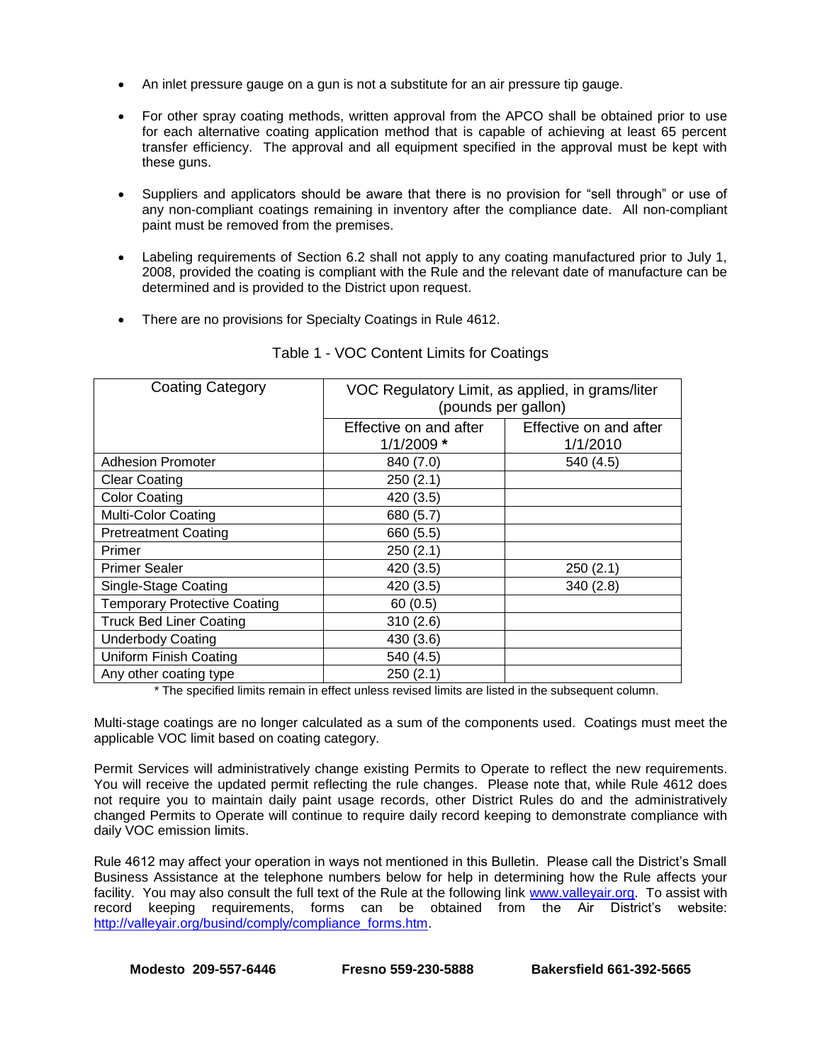- An inlet pressure gauge on a gun is not a substitute for an air pressure tip gauge.

- For other spray coating methods, written approval from the APCO shall be obtained prior to use for each alternative coating application method that is capable of achieving at least 65 percent transfer efficiency. The approval and all equipment specified in the approval must be kept with these guns.

- Suppliers and applicators should be aware that there is no provision for "sell through" or use of any non-compliant coatings remaining in inventory after the compliance date. All non-compliant paint must be removed from the premises.

- Labeling requirements of Section 6.2 shall not apply to any coating manufactured prior to July 1, 2008, provided the coating is compliant with the Rule and the relevant date of manufacture can be determined and is provided to the District upon request.

- There are no provisions for Specialty Coatings in Rule 4612.

Table 1 - VOC Content Limits for Coatings

| Coating Category | VOC Regulatory Limit, as applied, in grams/liter (pounds per gallon) | |
|---|---|---|
| | Effective on and after 1/1/2009 * | Effective on and after 1/1/2010 |
| Adhesion Promoter | 840 (7.0) | 540 (4.5) |
| Clear Coating | 250 (2.1) | |
| Color Coating | 420 (3.5) | |
| Multi-Color Coating | 680 (5.7) | |
| Pretreatment Coating | 660 (5.5) | |
| Primer | 250 (2.1) | |
| Primer Sealer | 420 (3.5) | 250 (2.1) |
| Single-Stage Coating | 420 (3.5) | 340 (2.8) |
| Temporary Protective Coating | 60 (0.5) | |
| Truck Bed Liner Coating | 310 (2.6) | |
| Underbody Coating | 430 (3.6) | |
| Uniform Finish Coating | 540 (4.5) | |
| Any other coating type | 250 (2.1) | |

* The specified limits remain in effect unless revised limits are listed in the subsequent column.

Multi-stage coatings are no longer calculated as a sum of the components used. Coatings must meet the applicable VOC limit based on coating category.

Permit Services will administratively change existing Permits to Operate to reflect the new requirements. You will receive the updated permit reflecting the rule changes. Please note that, while Rule 4612 does not require you to maintain daily paint usage records, other District Rules do and the administratively changed Permits to Operate will continue to require daily record keeping to demonstrate compliance with daily VOC emission limits.

Rule 4612 may affect your operation in ways not mentioned in this Bulletin. Please call the District's Small Business Assistance at the telephone numbers below for help in determining how the Rule affects your facility. You may also consult the full text of the Rule at the following link www.valleyair.org. To assist with record keeping requirements, forms can be obtained from the Air District's website: http://valleyair.org/busind/comply/compliance_forms.htm.

**Modesto 209-557-6446 Fresno 559-230-5888 Bakersfield 661-392-5665**